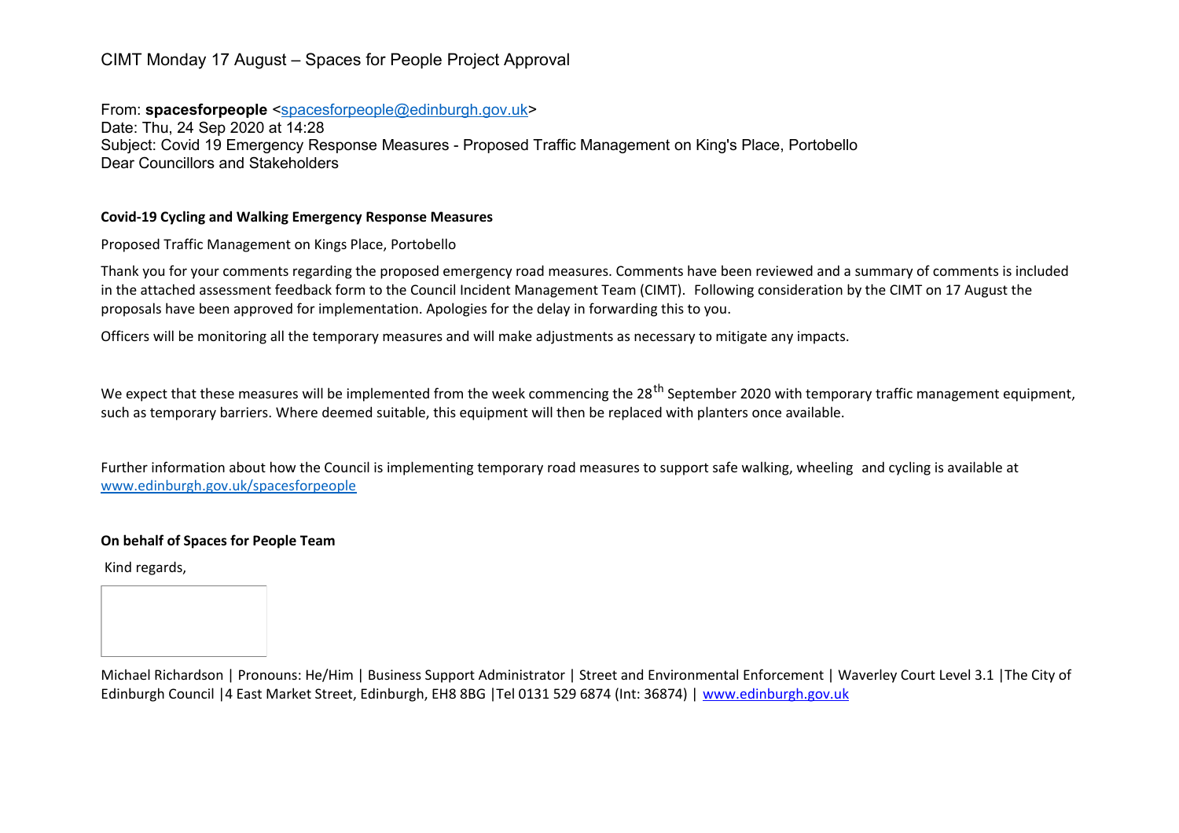CIMT Monday 17 August – Spaces for People Project Approval

From: **spacesforpeople** <spacesforpeople@edinburgh.gov.uk>
Date: Thu, 24 Sep 2020 at 14:28
Subject: Covid 19 Emergency Response Measures - Proposed Traffic Management on King's Place, Portobello
Dear Councillors and Stakeholders

**Covid-19 Cycling and Walking Emergency Response Measures**

Proposed Traffic Management on Kings Place, Portobello

Thank you for your comments regarding the proposed emergency road measures. Comments have been reviewed and a summary of comments is included in the attached assessment feedback form to the Council Incident Management Team (CIMT). Following consideration by the CIMT on 17 August the proposals have been approved for implementation. Apologies for the delay in forwarding this to you.

Officers will be monitoring all the temporary measures and will make adjustments as necessary to mitigate any impacts.

We expect that these measures will be implemented from the week commencing the 28th September 2020 with temporary traffic management equipment, such as temporary barriers. Where deemed suitable, this equipment will then be replaced with planters once available.

Further information about how the Council is implementing temporary road measures to support safe walking, wheeling and cycling is available at www.edinburgh.gov.uk/spacesforpeople

**On behalf of Spaces for People Team**

Kind regards,

Michael Richardson | Pronouns: He/Him | Business Support Administrator | Street and Environmental Enforcement | Waverley Court Level 3.1 |The City of Edinburgh Council |4 East Market Street, Edinburgh, EH8 8BG |Tel 0131 529 6874 (Int: 36874) | www.edinburgh.gov.uk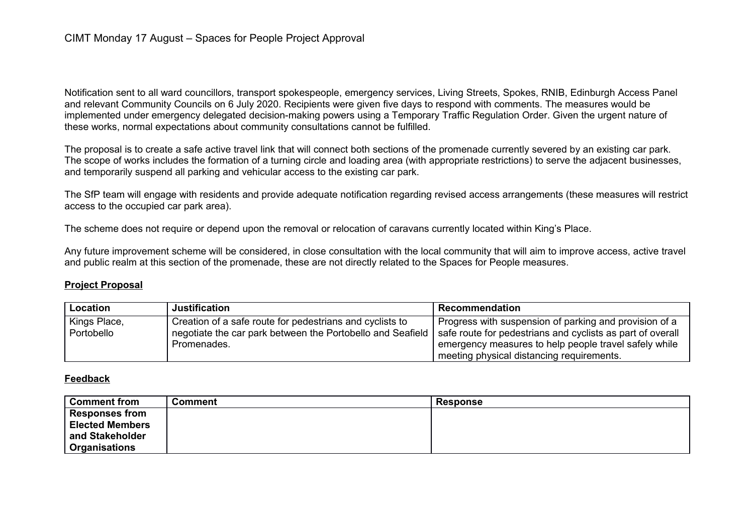CIMT Monday 17 August – Spaces for People Project Approval

Notification sent to all ward councillors, transport spokespeople, emergency services, Living Streets, Spokes, RNIB, Edinburgh Access Panel and relevant Community Councils on 6 July 2020. Recipients were given five days to respond with comments. The measures would be implemented under emergency delegated decision-making powers using a Temporary Traffic Regulation Order. Given the urgent nature of these works, normal expectations about community consultations cannot be fulfilled.

The proposal is to create a safe active travel link that will connect both sections of the promenade currently severed by an existing car park. The scope of works includes the formation of a turning circle and loading area (with appropriate restrictions) to serve the adjacent businesses, and temporarily suspend all parking and vehicular access to the existing car park.

The SfP team will engage with residents and provide adequate notification regarding revised access arrangements (these measures will restrict access to the occupied car park area).

The scheme does not require or depend upon the removal or relocation of caravans currently located within King's Place.

Any future improvement scheme will be considered, in close consultation with the local community that will aim to improve access, active travel and public realm at this section of the promenade, these are not directly related to the Spaces for People measures.

**Project Proposal**

| Location | Justification | Recommendation |
|---|---|---|
| Kings Place, Portobello | Creation of a safe route for pedestrians and cyclists to negotiate the car park between the Portobello and Seafield Promenades. | Progress with suspension of parking and provision of a safe route for pedestrians and cyclists as part of overall emergency measures to help people travel safely while meeting physical distancing requirements. |

**Feedback**

| Comment from | Comment | Response |
|---|---|---|
| **Responses from Elected Members and Stakeholder Organisations** | | |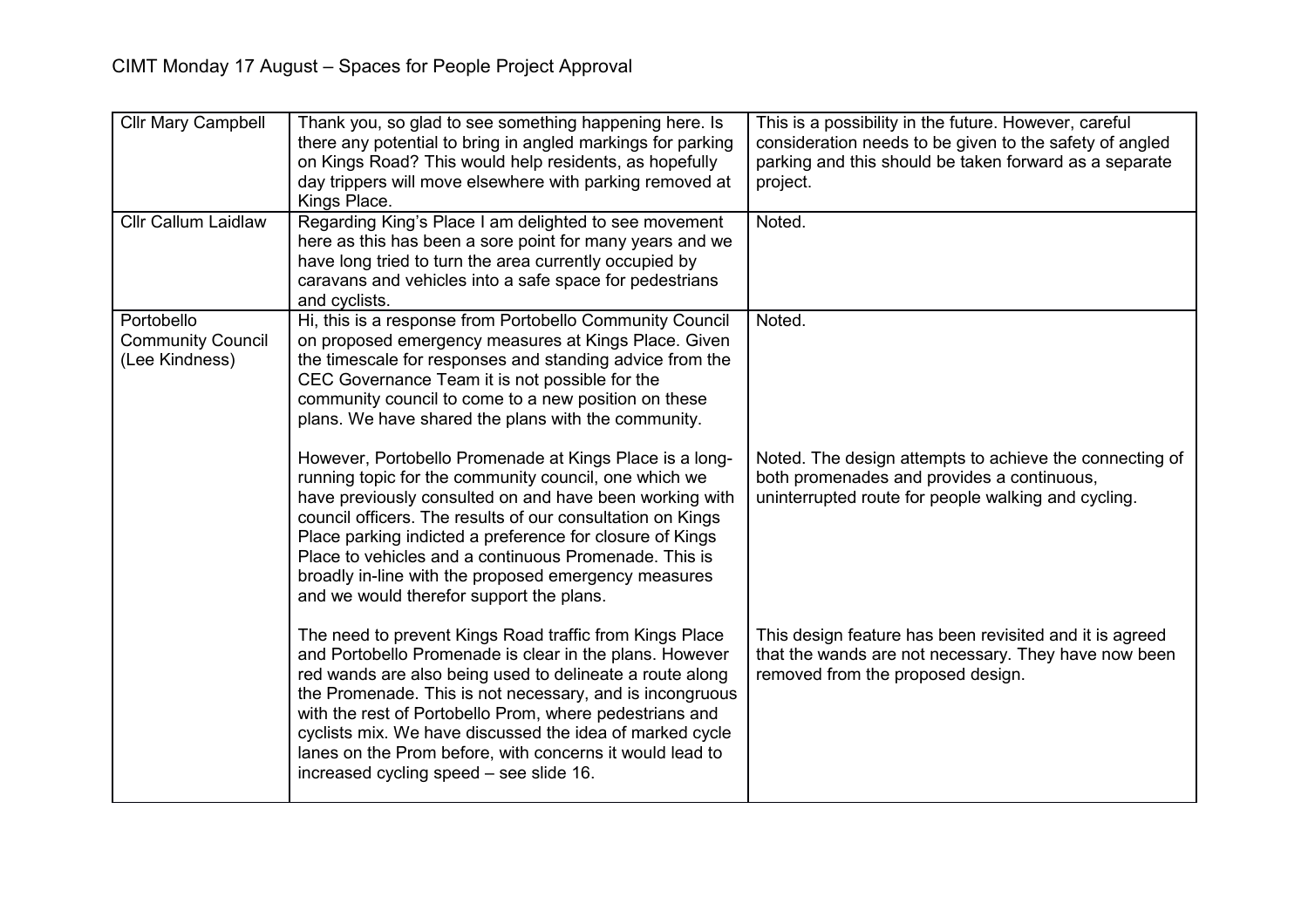CIMT Monday 17 August – Spaces for People Project Approval

| | | |
|---|---|---|
| Cllr Mary Campbell | Thank you, so glad to see something happening here. Is there any potential to bring in angled markings for parking on Kings Road? This would help residents, as hopefully day trippers will move elsewhere with parking removed at Kings Place. | This is a possibility in the future. However, careful consideration needs to be given to the safety of angled parking and this should be taken forward as a separate project. |
| Cllr Callum Laidlaw | Regarding King's Place I am delighted to see movement here as this has been a sore point for many years and we have long tried to turn the area currently occupied by caravans and vehicles into a safe space for pedestrians and cyclists. | Noted. |
| Portobello Community Council (Lee Kindness) | Hi, this is a response from Portobello Community Council on proposed emergency measures at Kings Place. Given the timescale for responses and standing advice from the CEC Governance Team it is not possible for the community council to come to a new position on these plans. We have shared the plans with the community. | Noted. |
| | However, Portobello Promenade at Kings Place is a long-running topic for the community council, one which we have previously consulted on and have been working with council officers. The results of our consultation on Kings Place parking indicted a preference for closure of Kings Place to vehicles and a continuous Promenade. This is broadly in-line with the proposed emergency measures and we would therefor support the plans. | Noted. The design attempts to achieve the connecting of both promenades and provides a continuous, uninterrupted route for people walking and cycling. |
| | The need to prevent Kings Road traffic from Kings Place and Portobello Promenade is clear in the plans. However red wands are also being used to delineate a route along the Promenade. This is not necessary, and is incongruous with the rest of Portobello Prom, where pedestrians and cyclists mix. We have discussed the idea of marked cycle lanes on the Prom before, with concerns it would lead to increased cycling speed – see slide 16. | This design feature has been revisited and it is agreed that the wands are not necessary. They have now been removed from the proposed design. |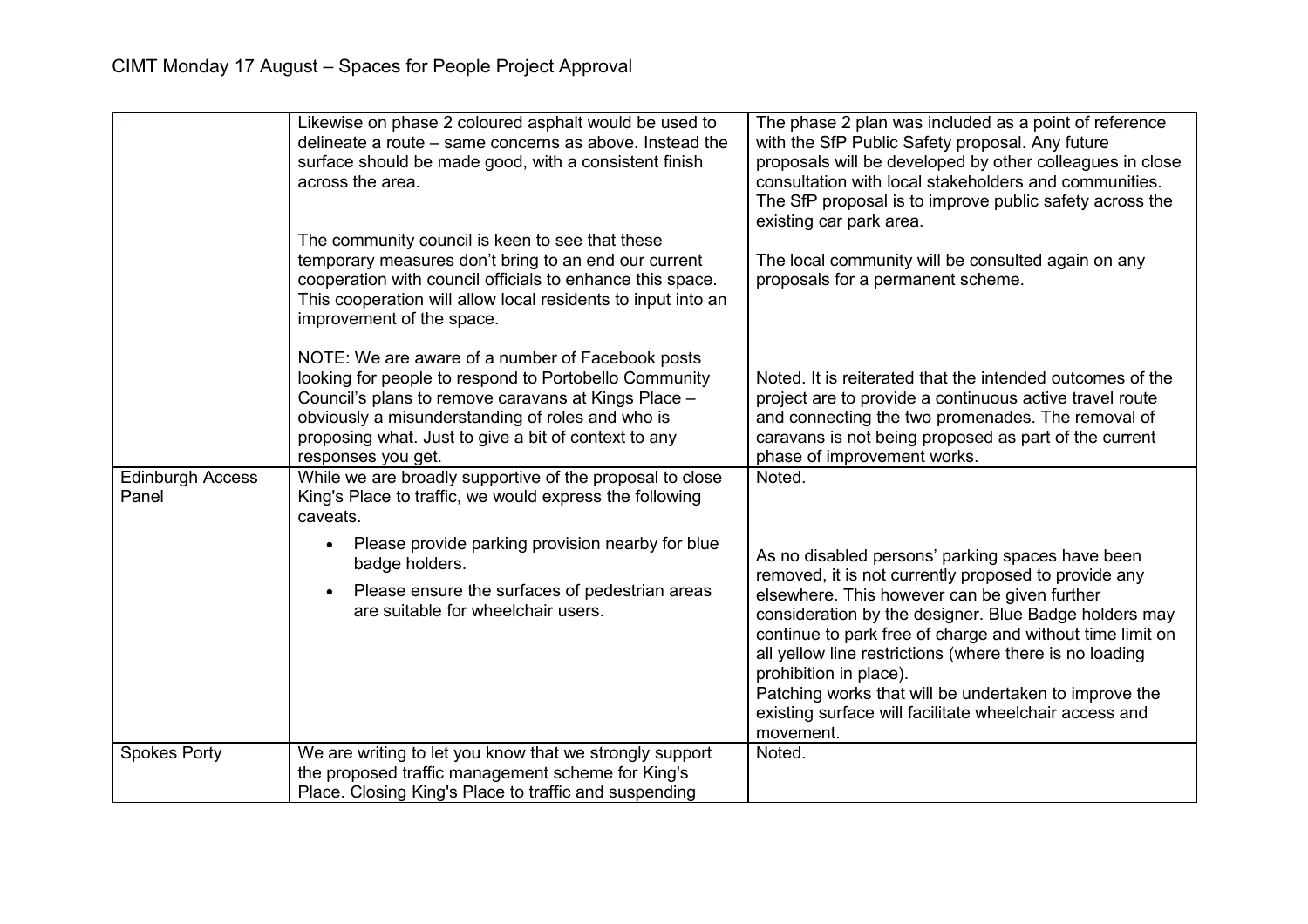| | | |
|---|---|---|
| | Likewise on phase 2 coloured asphalt would be used to delineate a route – same concerns as above. Instead the surface should be made good, with a consistent finish across the area.<br><br>The community council is keen to see that these temporary measures don't bring to an end our current cooperation with council officials to enhance this space. This cooperation will allow local residents to input into an improvement of the space.<br><br>NOTE: We are aware of a number of Facebook posts looking for people to respond to Portobello Community Council's plans to remove caravans at Kings Place – obviously a misunderstanding of roles and who is proposing what. Just to give a bit of context to any responses you get. | The phase 2 plan was included as a point of reference with the SfP Public Safety proposal. Any future proposals will be developed by other colleagues in close consultation with local stakeholders and communities. The SfP proposal is to improve public safety across the existing car park area.<br><br>The local community will be consulted again on any proposals for a permanent scheme.<br><br>Noted. It is reiterated that the intended outcomes of the project are to provide a continuous active travel route and connecting the two promenades. The removal of caravans is not being proposed as part of the current phase of improvement works. |
| Edinburgh Access Panel | While we are broadly supportive of the proposal to close King's Place to traffic, we would express the following caveats.<br><br>• Please provide parking provision nearby for blue badge holders.<br>• Please ensure the surfaces of pedestrian areas are suitable for wheelchair users. | Noted.<br><br>As no disabled persons' parking spaces have been removed, it is not currently proposed to provide any elsewhere. This however can be given further consideration by the designer. Blue Badge holders may continue to park free of charge and without time limit on all yellow line restrictions (where there is no loading prohibition in place).<br>Patching works that will be undertaken to improve the existing surface will facilitate wheelchair access and movement. |
| Spokes Porty | We are writing to let you know that we strongly support the proposed traffic management scheme for King's Place. Closing King's Place to traffic and suspending | Noted. |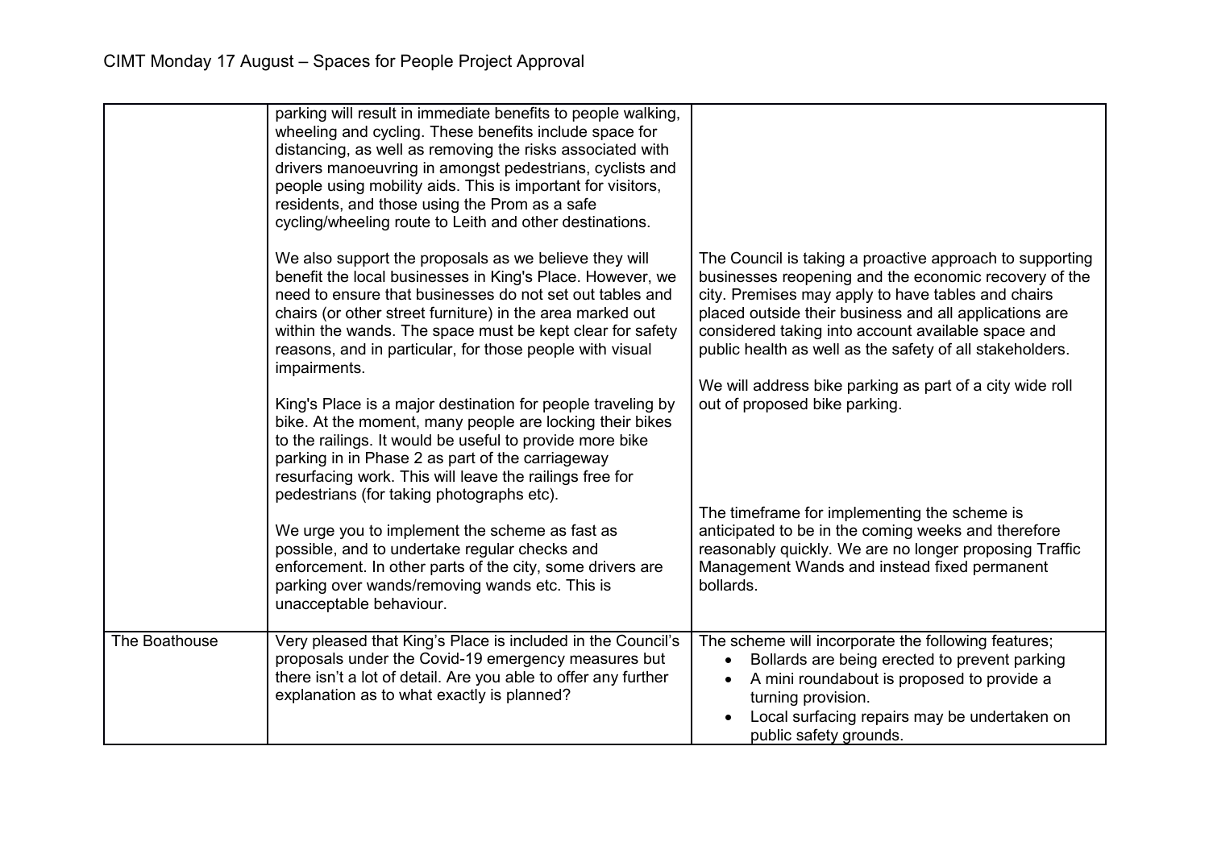| | | |
|---|---|---|
| | parking will result in immediate benefits to people walking, wheeling and cycling. These benefits include space for distancing, as well as removing the risks associated with drivers manoeuvring in amongst pedestrians, cyclists and people using mobility aids. This is important for visitors, residents, and those using the Prom as a safe cycling/wheeling route to Leith and other destinations.<br><br>We also support the proposals as we believe they will benefit the local businesses in King's Place. However, we need to ensure that businesses do not set out tables and chairs (or other street furniture) in the area marked out within the wands. The space must be kept clear for safety reasons, and in particular, for those people with visual impairments.<br><br>King's Place is a major destination for people traveling by bike. At the moment, many people are locking their bikes to the railings. It would be useful to provide more bike parking in in Phase 2 as part of the carriageway resurfacing work. This will leave the railings free for pedestrians (for taking photographs etc).<br><br>We urge you to implement the scheme as fast as possible, and to undertake regular checks and enforcement. In other parts of the city, some drivers are parking over wands/removing wands etc. This is unacceptable behaviour. | The Council is taking a proactive approach to supporting businesses reopening and the economic recovery of the city. Premises may apply to have tables and chairs placed outside their business and all applications are considered taking into account available space and public health as well as the safety of all stakeholders.<br><br>We will address bike parking as part of a city wide roll out of proposed bike parking.<br><br>The timeframe for implementing the scheme is anticipated to be in the coming weeks and therefore reasonably quickly. We are no longer proposing Traffic Management Wands and instead fixed permanent bollards. |
| The Boathouse | Very pleased that King's Place is included in the Council's proposals under the Covid-19 emergency measures but there isn't a lot of detail. Are you able to offer any further explanation as to what exactly is planned? | The scheme will incorporate the following features;<br>• Bollards are being erected to prevent parking<br>• A mini roundabout is proposed to provide a turning provision.<br>• Local surfacing repairs may be undertaken on public safety grounds. |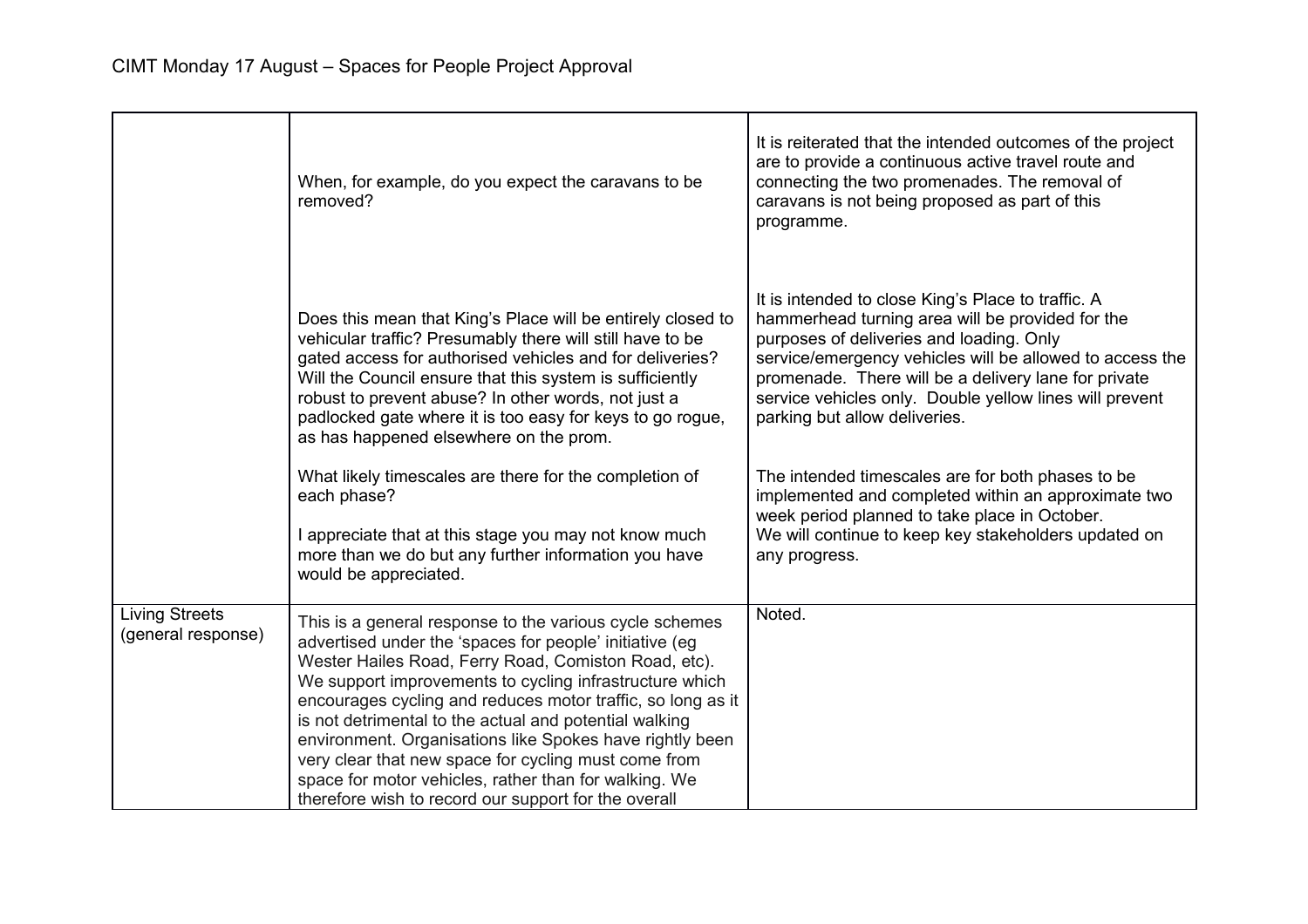| | | |
|---|---|---|
| | When, for example, do you expect the caravans to be removed? | It is reiterated that the intended outcomes of the project are to provide a continuous active travel route and connecting the two promenades. The removal of caravans is not being proposed as part of this programme. |
| | Does this mean that King's Place will be entirely closed to vehicular traffic? Presumably there will still have to be gated access for authorised vehicles and for deliveries? Will the Council ensure that this system is sufficiently robust to prevent abuse? In other words, not just a padlocked gate where it is too easy for keys to go rogue, as has happened elsewhere on the prom. | It is intended to close King's Place to traffic. A hammerhead turning area will be provided for the purposes of deliveries and loading. Only service/emergency vehicles will be allowed to access the promenade. There will be a delivery lane for private service vehicles only. Double yellow lines will prevent parking but allow deliveries. |
| | What likely timescales are there for the completion of each phase?<br><br>I appreciate that at this stage you may not know much more than we do but any further information you have would be appreciated. | The intended timescales are for both phases to be implemented and completed within an approximate two week period planned to take place in October.<br>We will continue to keep key stakeholders updated on any progress. |
| Living Streets (general response) | This is a general response to the various cycle schemes advertised under the 'spaces for people' initiative (eg Wester Hailes Road, Ferry Road, Comiston Road, etc). We support improvements to cycling infrastructure which encourages cycling and reduces motor traffic, so long as it is not detrimental to the actual and potential walking environment. Organisations like Spokes have rightly been very clear that new space for cycling must come from space for motor vehicles, rather than for walking. We therefore wish to record our support for the overall | Noted. |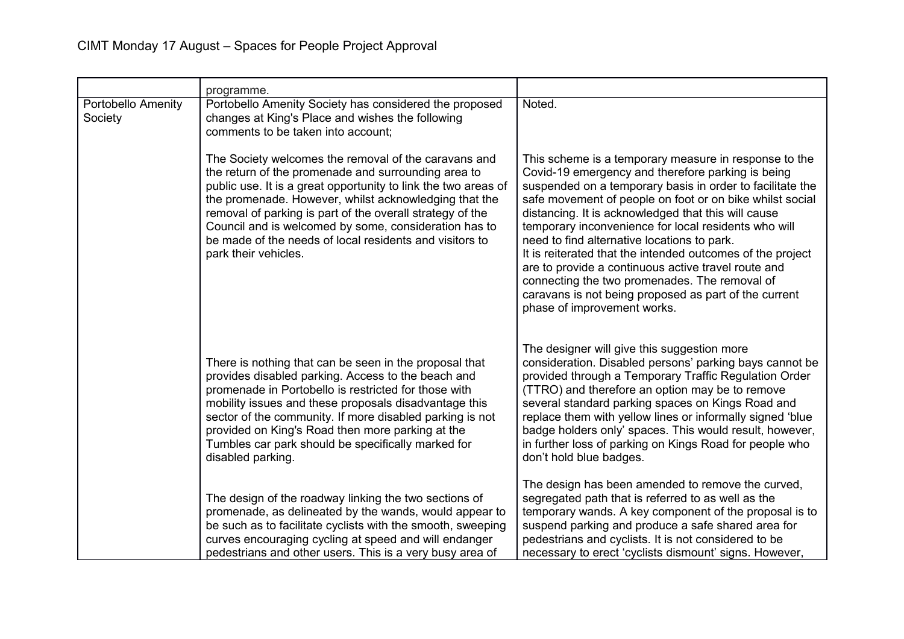| | | |
|---|---|---|
| | programme. | |
| Portobello Amenity Society | Portobello Amenity Society has considered the proposed changes at King's Place and wishes the following comments to be taken into account;<br><br>The Society welcomes the removal of the caravans and the return of the promenade and surrounding area to public use. It is a great opportunity to link the two areas of the promenade. However, whilst acknowledging that the removal of parking is part of the overall strategy of the Council and is welcomed by some, consideration has to be made of the needs of local residents and visitors to park their vehicles.<br><br>There is nothing that can be seen in the proposal that provides disabled parking. Access to the beach and promenade in Portobello is restricted for those with mobility issues and these proposals disadvantage this sector of the community. If more disabled parking is not provided on King's Road then more parking at the Tumbles car park should be specifically marked for disabled parking.<br><br>The design of the roadway linking the two sections of promenade, as delineated by the wands, would appear to be such as to facilitate cyclists with the smooth, sweeping curves encouraging cycling at speed and will endanger pedestrians and other users. This is a very busy area of | Noted.<br><br>This scheme is a temporary measure in response to the Covid-19 emergency and therefore parking is being suspended on a temporary basis in order to facilitate the safe movement of people on foot or on bike whilst social distancing. It is acknowledged that this will cause temporary inconvenience for local residents who will need to find alternative locations to park.<br>It is reiterated that the intended outcomes of the project are to provide a continuous active travel route and connecting the two promenades. The removal of caravans is not being proposed as part of the current phase of improvement works.<br><br>The designer will give this suggestion more consideration. Disabled persons' parking bays cannot be provided through a Temporary Traffic Regulation Order (TTRO) and therefore an option may be to remove several standard parking spaces on Kings Road and replace them with yellow lines or informally signed 'blue badge holders only' spaces. This would result, however, in further loss of parking on Kings Road for people who don't hold blue badges.<br><br>The design has been amended to remove the curved, segregated path that is referred to as well as the temporary wands. A key component of the proposal is to suspend parking and produce a safe shared area for pedestrians and cyclists. It is not considered to be necessary to erect 'cyclists dismount' signs. However, |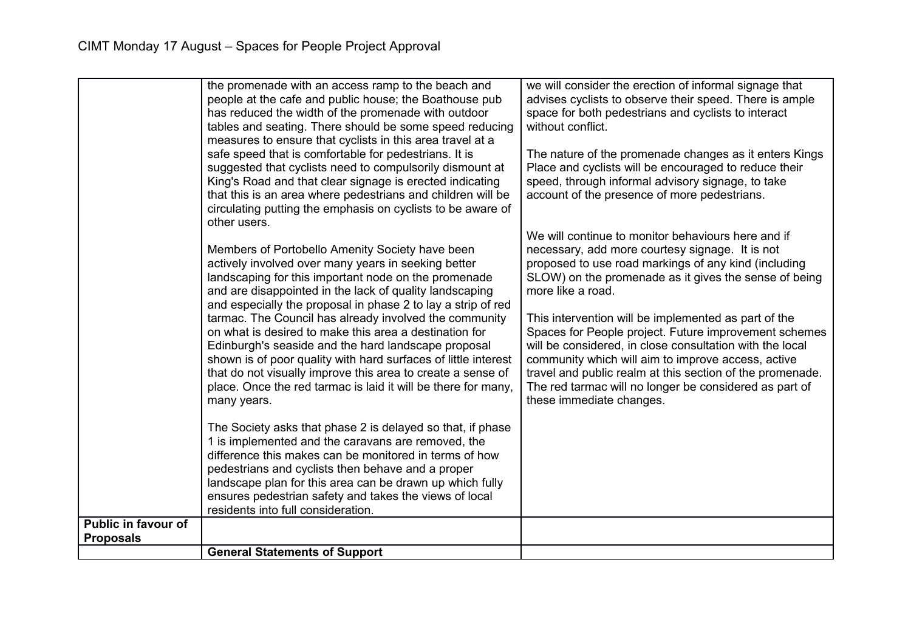CIMT Monday 17 August – Spaces for People Project Approval

| | | |
|---|---|---|
| | the promenade with an access ramp to the beach and people at the cafe and public house; the Boathouse pub has reduced the width of the promenade with outdoor tables and seating. There should be some speed reducing measures to ensure that cyclists in this area travel at a safe speed that is comfortable for pedestrians. It is suggested that cyclists need to compulsorily dismount at King's Road and that clear signage is erected indicating that this is an area where pedestrians and children will be circulating putting the emphasis on cyclists to be aware of other users.<br><br>Members of Portobello Amenity Society have been actively involved over many years in seeking better landscaping for this important node on the promenade and are disappointed in the lack of quality landscaping and especially the proposal in phase 2 to lay a strip of red tarmac. The Council has already involved the community on what is desired to make this area a destination for Edinburgh's seaside and the hard landscape proposal shown is of poor quality with hard surfaces of little interest that do not visually improve this area to create a sense of place. Once the red tarmac is laid it will be there for many, many years.<br><br>The Society asks that phase 2 is delayed so that, if phase 1 is implemented and the caravans are removed, the difference this makes can be monitored in terms of how pedestrians and cyclists then behave and a proper landscape plan for this area can be drawn up which fully ensures pedestrian safety and takes the views of local residents into full consideration. | we will consider the erection of informal signage that advises cyclists to observe their speed. There is ample space for both pedestrians and cyclists to interact without conflict.<br><br>The nature of the promenade changes as it enters Kings Place and cyclists will be encouraged to reduce their speed, through informal advisory signage, to take account of the presence of more pedestrians.<br><br>We will continue to monitor behaviours here and if necessary, add more courtesy signage. It is not proposed to use road markings of any kind (including SLOW) on the promenade as it gives the sense of being more like a road.<br><br>This intervention will be implemented as part of the Spaces for People project. Future improvement schemes will be considered, in close consultation with the local community which will aim to improve access, active travel and public realm at this section of the promenade. The red tarmac will no longer be considered as part of these immediate changes. |
| **Public in favour of Proposals** | | |
| | **General Statements of Support** | |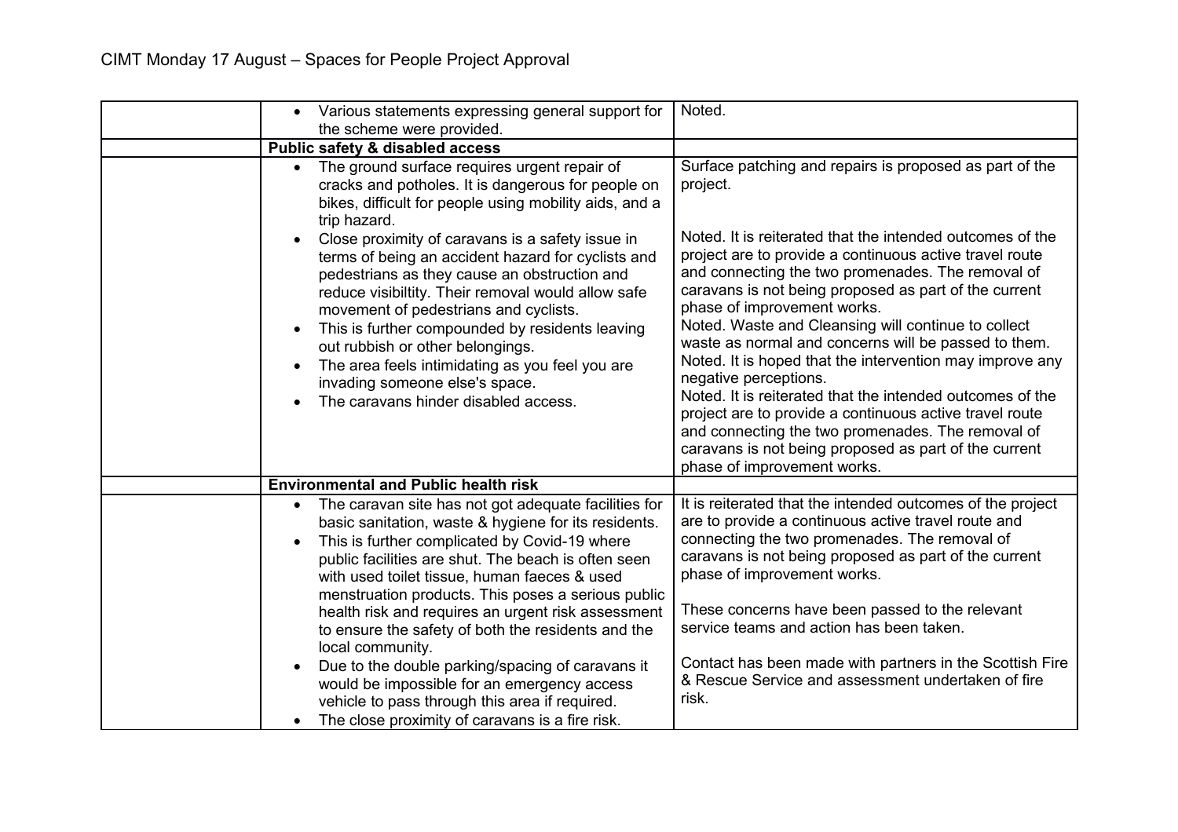| | | |
|---|---|---|
| | • Various statements expressing general support for the scheme were provided. | Noted. |
| | **Public safety & disabled access** | |
| | • The ground surface requires urgent repair of cracks and potholes. It is dangerous for people on bikes, difficult for people using mobility aids, and a trip hazard.<br>• Close proximity of caravans is a safety issue in terms of being an accident hazard for cyclists and pedestrians as they cause an obstruction and reduce visibiltity. Their removal would allow safe movement of pedestrians and cyclists.<br>• This is further compounded by residents leaving out rubbish or other belongings.<br>• The area feels intimidating as you feel you are invading someone else's space.<br>• The caravans hinder disabled access. | Surface patching and repairs is proposed as part of the project.<br><br>Noted. It is reiterated that the intended outcomes of the project are to provide a continuous active travel route and connecting the two promenades. The removal of caravans is not being proposed as part of the current phase of improvement works.<br>Noted. Waste and Cleansing will continue to collect waste as normal and concerns will be passed to them.<br>Noted. It is hoped that the intervention may improve any negative perceptions.<br>Noted. It is reiterated that the intended outcomes of the project are to provide a continuous active travel route and connecting the two promenades. The removal of caravans is not being proposed as part of the current phase of improvement works. |
| | **Environmental and Public health risk** | |
| | • The caravan site has not got adequate facilities for basic sanitation, waste & hygiene for its residents.<br>• This is further complicated by Covid-19 where public facilities are shut. The beach is often seen with used toilet tissue, human faeces & used menstruation products. This poses a serious public health risk and requires an urgent risk assessment to ensure the safety of both the residents and the local community.<br>• Due to the double parking/spacing of caravans it would be impossible for an emergency access vehicle to pass through this area if required.<br>• The close proximity of caravans is a fire risk. | It is reiterated that the intended outcomes of the project are to provide a continuous active travel route and connecting the two promenades. The removal of caravans is not being proposed as part of the current phase of improvement works.<br><br>These concerns have been passed to the relevant service teams and action has been taken.<br><br>Contact has been made with partners in the Scottish Fire & Rescue Service and assessment undertaken of fire risk. |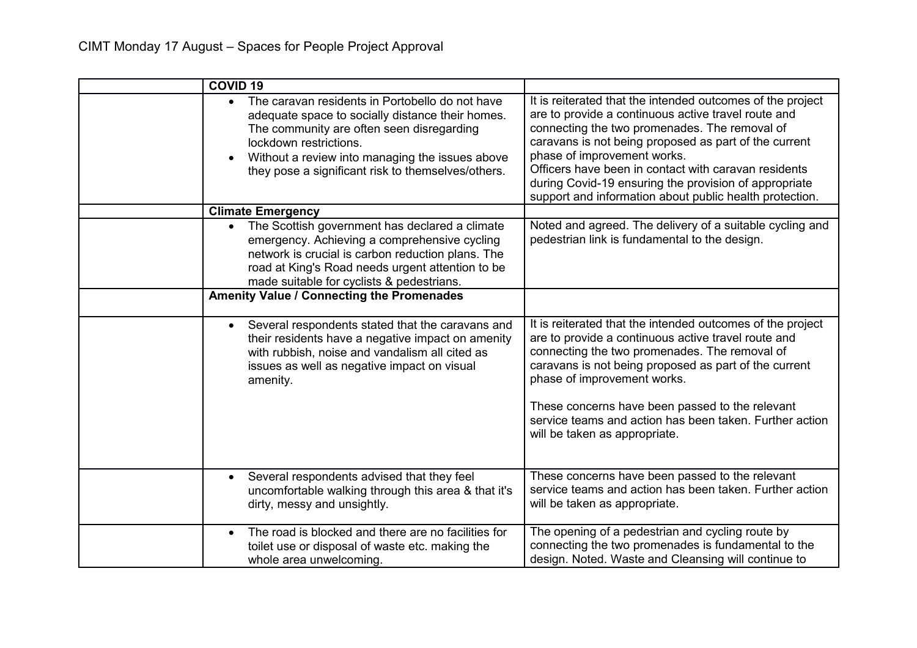CIMT Monday 17 August – Spaces for People Project Approval

| | | |
|---|---|---|
| | **COVID 19** | |
| | • The caravan residents in Portobello do not have adequate space to socially distance their homes. The community are often seen disregarding lockdown restrictions.<br>• Without a review into managing the issues above they pose a significant risk to themselves/others. | It is reiterated that the intended outcomes of the project are to provide a continuous active travel route and connecting the two promenades. The removal of caravans is not being proposed as part of the current phase of improvement works.<br>Officers have been in contact with caravan residents during Covid-19 ensuring the provision of appropriate support and information about public health protection. |
| | **Climate Emergency** | |
| | • The Scottish government has declared a climate emergency. Achieving a comprehensive cycling network is crucial is carbon reduction plans. The road at King's Road needs urgent attention to be made suitable for cyclists & pedestrians. | Noted and agreed. The delivery of a suitable cycling and pedestrian link is fundamental to the design. |
| | **Amenity Value / Connecting the Promenades** | |
| | • Several respondents stated that the caravans and their residents have a negative impact on amenity with rubbish, noise and vandalism all cited as issues as well as negative impact on visual amenity. | It is reiterated that the intended outcomes of the project are to provide a continuous active travel route and connecting the two promenades. The removal of caravans is not being proposed as part of the current phase of improvement works.<br><br>These concerns have been passed to the relevant service teams and action has been taken. Further action will be taken as appropriate. |
| | • Several respondents advised that they feel uncomfortable walking through this area & that it's dirty, messy and unsightly. | These concerns have been passed to the relevant service teams and action has been taken. Further action will be taken as appropriate. |
| | • The road is blocked and there are no facilities for toilet use or disposal of waste etc. making the whole area unwelcoming. | The opening of a pedestrian and cycling route by connecting the two promenades is fundamental to the design. Noted. Waste and Cleansing will continue to |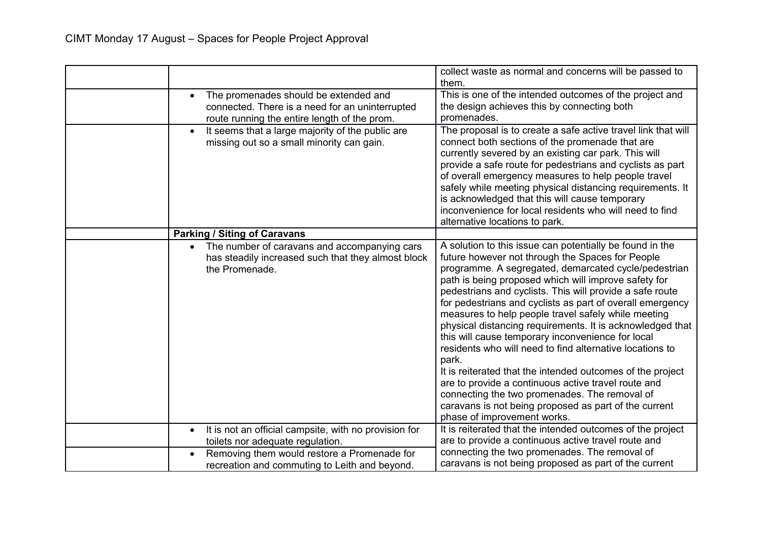| | | |
|---|---|---|
| | | collect waste as normal and concerns will be passed to them. |
| | • The promenades should be extended and connected. There is a need for an uninterrupted route running the entire length of the prom. | This is one of the intended outcomes of the project and the design achieves this by connecting both promenades. |
| | • It seems that a large majority of the public are missing out so a small minority can gain. | The proposal is to create a safe active travel link that will connect both sections of the promenade that are currently severed by an existing car park. This will provide a safe route for pedestrians and cyclists as part of overall emergency measures to help people travel safely while meeting physical distancing requirements. It is acknowledged that this will cause temporary inconvenience for local residents who will need to find alternative locations to park. |
| | **Parking / Siting of Caravans** | |
| | • The number of caravans and accompanying cars has steadily increased such that they almost block the Promenade. | A solution to this issue can potentially be found in the future however not through the Spaces for People programme. A segregated, demarcated cycle/pedestrian path is being proposed which will improve safety for pedestrians and cyclists. This will provide a safe route for pedestrians and cyclists as part of overall emergency measures to help people travel safely while meeting physical distancing requirements. It is acknowledged that this will cause temporary inconvenience for local residents who will need to find alternative locations to park.<br>It is reiterated that the intended outcomes of the project are to provide a continuous active travel route and connecting the two promenades. The removal of caravans is not being proposed as part of the current phase of improvement works. |
| | • It is not an official campsite, with no provision for toilets nor adequate regulation. | It is reiterated that the intended outcomes of the project are to provide a continuous active travel route and connecting the two promenades. The removal of caravans is not being proposed as part of the current |
| | • Removing them would restore a Promenade for recreation and commuting to Leith and beyond. | |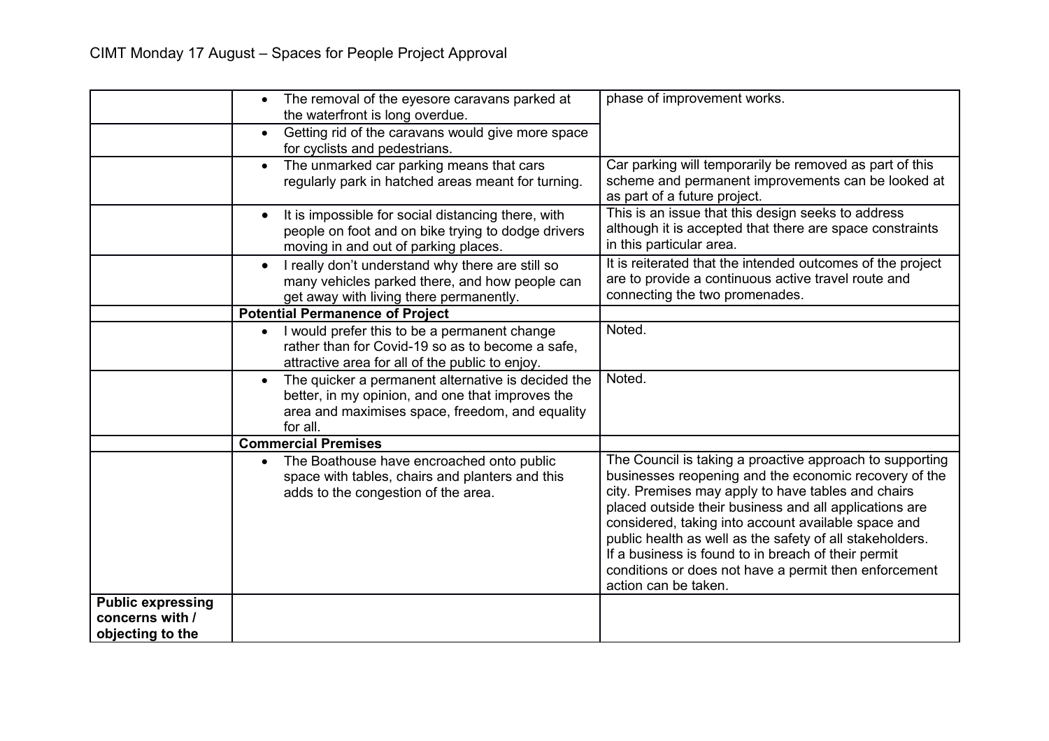CIMT Monday 17 August – Spaces for People Project Approval

| | | |
|---|---|---|
| | • The removal of the eyesore caravans parked at the waterfront is long overdue. | phase of improvement works. |
| | • Getting rid of the caravans would give more space for cyclists and pedestrians. | |
| | • The unmarked car parking means that cars regularly park in hatched areas meant for turning. | Car parking will temporarily be removed as part of this scheme and permanent improvements can be looked at as part of a future project. |
| | • It is impossible for social distancing there, with people on foot and on bike trying to dodge drivers moving in and out of parking places. | This is an issue that this design seeks to address although it is accepted that there are space constraints in this particular area. |
| | • I really don't understand why there are still so many vehicles parked there, and how people can get away with living there permanently. | It is reiterated that the intended outcomes of the project are to provide a continuous active travel route and connecting the two promenades. |
| | **Potential Permanence of Project** | |
| | • I would prefer this to be a permanent change rather than for Covid-19 so as to become a safe, attractive area for all of the public to enjoy. | Noted. |
| | • The quicker a permanent alternative is decided the better, in my opinion, and one that improves the area and maximises space, freedom, and equality for all. | Noted. |
| | **Commercial Premises** | |
| | • The Boathouse have encroached onto public space with tables, chairs and planters and this adds to the congestion of the area. | The Council is taking a proactive approach to supporting businesses reopening and the economic recovery of the city. Premises may apply to have tables and chairs placed outside their business and all applications are considered, taking into account available space and public health as well as the safety of all stakeholders. If a business is found to in breach of their permit conditions or does not have a permit then enforcement action can be taken. |
| **Public expressing concerns with / objecting to the** | | |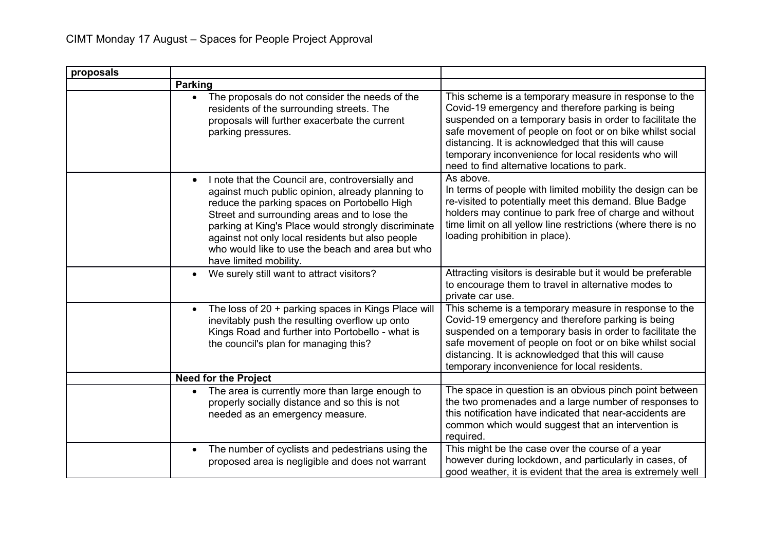# CIMT Monday 17 August – Spaces for People Project Approval

| proposals | | |
|---|---|---|
| | **Parking** | |
| | • The proposals do not consider the needs of the residents of the surrounding streets. The proposals will further exacerbate the current parking pressures. | This scheme is a temporary measure in response to the Covid-19 emergency and therefore parking is being suspended on a temporary basis in order to facilitate the safe movement of people on foot or on bike whilst social distancing. It is acknowledged that this will cause temporary inconvenience for local residents who will need to find alternative locations to park. |
| | • I note that the Council are, controversially and against much public opinion, already planning to reduce the parking spaces on Portobello High Street and surrounding areas and to lose the parking at King's Place would strongly discriminate against not only local residents but also people who would like to use the beach and area but who have limited mobility. | As above.<br>In terms of people with limited mobility the design can be re-visited to potentially meet this demand. Blue Badge holders may continue to park free of charge and without time limit on all yellow line restrictions (where there is no loading prohibition in place). |
| | • We surely still want to attract visitors? | Attracting visitors is desirable but it would be preferable to encourage them to travel in alternative modes to private car use. |
| | • The loss of 20 + parking spaces in Kings Place will inevitably push the resulting overflow up onto Kings Road and further into Portobello - what is the council's plan for managing this? | This scheme is a temporary measure in response to the Covid-19 emergency and therefore parking is being suspended on a temporary basis in order to facilitate the safe movement of people on foot or on bike whilst social distancing. It is acknowledged that this will cause temporary inconvenience for local residents. |
| | **Need for the Project** | |
| | • The area is currently more than large enough to properly socially distance and so this is not needed as an emergency measure. | The space in question is an obvious pinch point between the two promenades and a large number of responses to this notification have indicated that near-accidents are common which would suggest that an intervention is required. |
| | • The number of cyclists and pedestrians using the proposed area is negligible and does not warrant | This might be the case over the course of a year however during lockdown, and particularly in cases, of good weather, it is evident that the area is extremely well |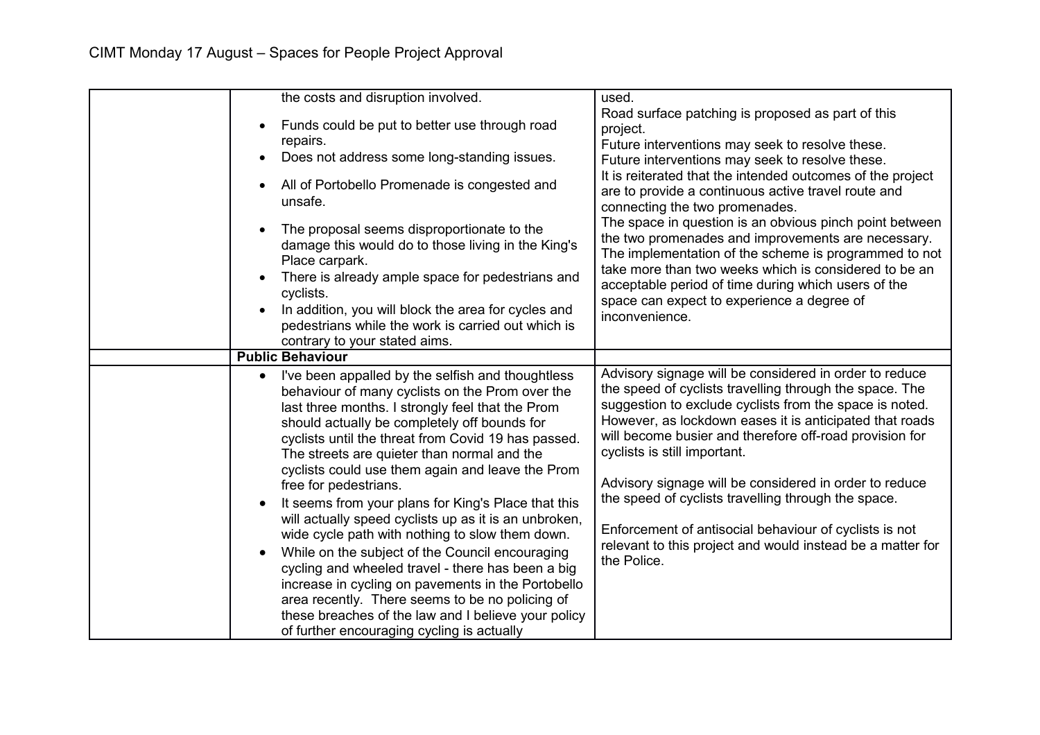CIMT Monday 17 August – Spaces for People Project Approval

| | | |
|---|---|---|
| | the costs and disruption involved.<br>• Funds could be put to better use through road repairs.<br>• Does not address some long-standing issues.<br>• All of Portobello Promenade is congested and unsafe.<br>• The proposal seems disproportionate to the damage this would do to those living in the King's Place carpark.<br>• There is already ample space for pedestrians and cyclists.<br>• In addition, you will block the area for cycles and pedestrians while the work is carried out which is contrary to your stated aims. | used.<br>Road surface patching is proposed as part of this project.<br>Future interventions may seek to resolve these.<br>Future interventions may seek to resolve these.<br>It is reiterated that the intended outcomes of the project are to provide a continuous active travel route and connecting the two promenades.<br>The space in question is an obvious pinch point between the two promenades and improvements are necessary.<br>The implementation of the scheme is programmed to not take more than two weeks which is considered to be an acceptable period of time during which users of the space can expect to experience a degree of inconvenience. |
| | **Public Behaviour** | |
| | • I've been appalled by the selfish and thoughtless behaviour of many cyclists on the Prom over the last three months. I strongly feel that the Prom should actually be completely off bounds for cyclists until the threat from Covid 19 has passed. The streets are quieter than normal and the cyclists could use them again and leave the Prom free for pedestrians.<br>• It seems from your plans for King's Place that this will actually speed cyclists up as it is an unbroken, wide cycle path with nothing to slow them down.<br>• While on the subject of the Council encouraging cycling and wheeled travel - there has been a big increase in cycling on pavements in the Portobello area recently. There seems to be no policing of these breaches of the law and I believe your policy of further encouraging cycling is actually | Advisory signage will be considered in order to reduce the speed of cyclists travelling through the space. The suggestion to exclude cyclists from the space is noted. However, as lockdown eases it is anticipated that roads will become busier and therefore off-road provision for cyclists is still important.<br><br>Advisory signage will be considered in order to reduce the speed of cyclists travelling through the space.<br><br>Enforcement of antisocial behaviour of cyclists is not relevant to this project and would instead be a matter for the Police. |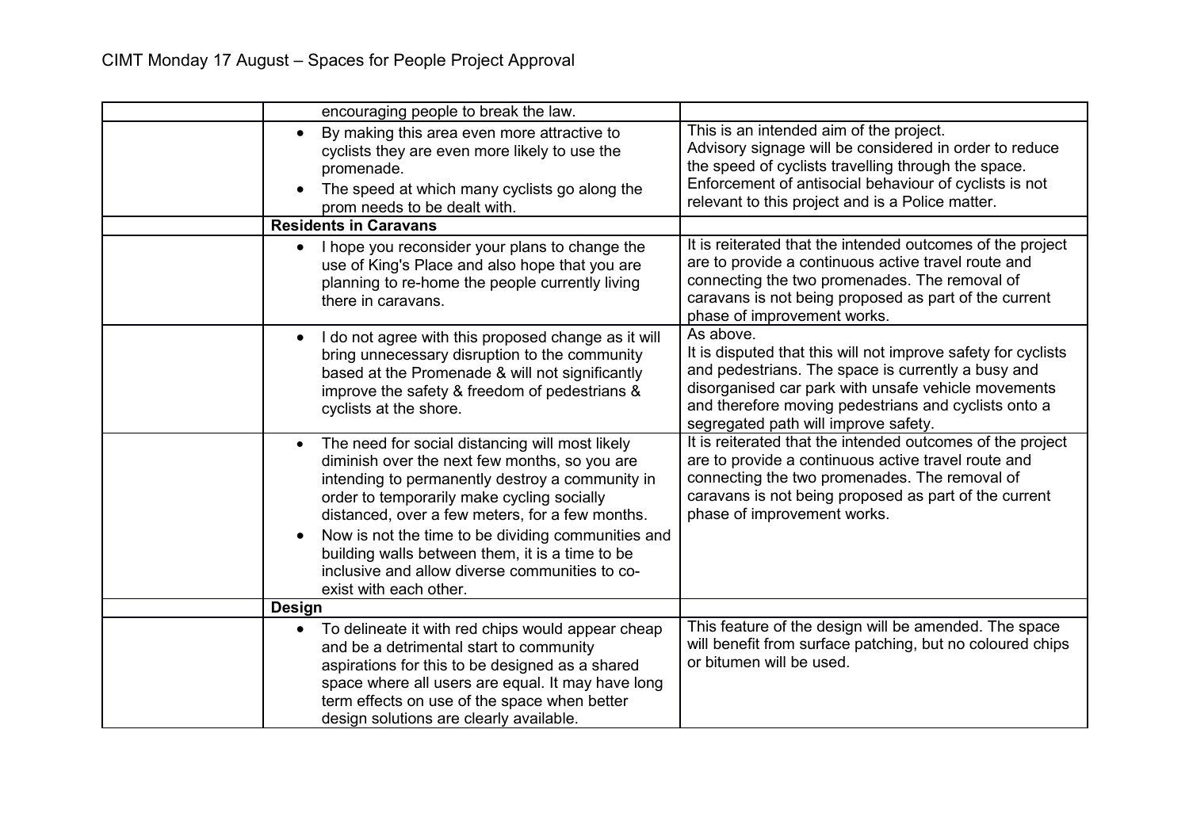| | | |
|---|---|---|
| | encouraging people to break the law. | |
| | • By making this area even more attractive to cyclists they are even more likely to use the promenade.<br>• The speed at which many cyclists go along the prom needs to be dealt with. | This is an intended aim of the project.<br>Advisory signage will be considered in order to reduce the speed of cyclists travelling through the space.<br>Enforcement of antisocial behaviour of cyclists is not relevant to this project and is a Police matter. |
| | **Residents in Caravans** | |
| | • I hope you reconsider your plans to change the use of King's Place and also hope that you are planning to re-home the people currently living there in caravans. | It is reiterated that the intended outcomes of the project are to provide a continuous active travel route and connecting the two promenades. The removal of caravans is not being proposed as part of the current phase of improvement works. |
| | • I do not agree with this proposed change as it will bring unnecessary disruption to the community based at the Promenade & will not significantly improve the safety & freedom of pedestrians & cyclists at the shore. | As above.<br>It is disputed that this will not improve safety for cyclists and pedestrians. The space is currently a busy and disorganised car park with unsafe vehicle movements and therefore moving pedestrians and cyclists onto a segregated path will improve safety. |
| | • The need for social distancing will most likely diminish over the next few months, so you are intending to permanently destroy a community in order to temporarily make cycling socially distanced, over a few meters, for a few months.<br>• Now is not the time to be dividing communities and building walls between them, it is a time to be inclusive and allow diverse communities to co-exist with each other. | It is reiterated that the intended outcomes of the project are to provide a continuous active travel route and connecting the two promenades. The removal of caravans is not being proposed as part of the current phase of improvement works. |
| | **Design** | |
| | • To delineate it with red chips would appear cheap and be a detrimental start to community aspirations for this to be designed as a shared space where all users are equal. It may have long term effects on use of the space when better design solutions are clearly available. | This feature of the design will be amended. The space will benefit from surface patching, but no coloured chips or bitumen will be used. |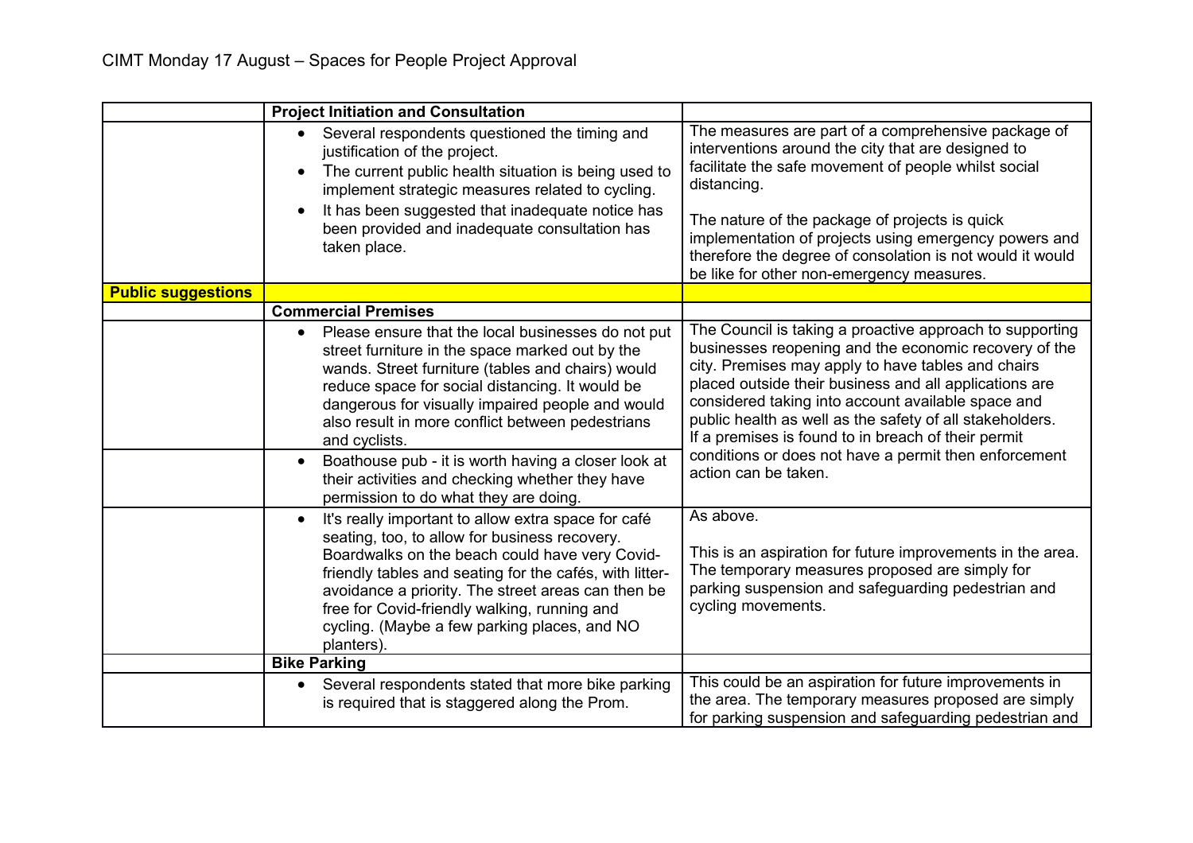CIMT Monday 17 August – Spaces for People Project Approval

| | **Project Initiation and Consultation** | |
|---|---|---|
| | • Several respondents questioned the timing and justification of the project.<br>• The current public health situation is being used to implement strategic measures related to cycling.<br>• It has been suggested that inadequate notice has been provided and inadequate consultation has taken place. | The measures are part of a comprehensive package of interventions around the city that are designed to facilitate the safe movement of people whilst social distancing.<br><br>The nature of the package of projects is quick implementation of projects using emergency powers and therefore the degree of consolation is not would it would be like for other non-emergency measures. |
| **Public suggestions** | | |
| | **Commercial Premises** | |
| | • Please ensure that the local businesses do not put street furniture in the space marked out by the wands. Street furniture (tables and chairs) would reduce space for social distancing. It would be dangerous for visually impaired people and would also result in more conflict between pedestrians and cyclists. | The Council is taking a proactive approach to supporting businesses reopening and the economic recovery of the city. Premises may apply to have tables and chairs placed outside their business and all applications are considered taking into account available space and public health as well as the safety of all stakeholders. If a premises is found to in breach of their permit conditions or does not have a permit then enforcement action can be taken. |
| | • Boathouse pub - it is worth having a closer look at their activities and checking whether they have permission to do what they are doing. | |
| | • It's really important to allow extra space for café seating, too, to allow for business recovery. Boardwalks on the beach could have very Covid-friendly tables and seating for the cafés, with litter-avoidance a priority. The street areas can then be free for Covid-friendly walking, running and cycling. (Maybe a few parking places, and NO planters). | As above.<br><br>This is an aspiration for future improvements in the area. The temporary measures proposed are simply for parking suspension and safeguarding pedestrian and cycling movements. |
| | **Bike Parking** | |
| | • Several respondents stated that more bike parking is required that is staggered along the Prom. | This could be an aspiration for future improvements in the area. The temporary measures proposed are simply for parking suspension and safeguarding pedestrian and |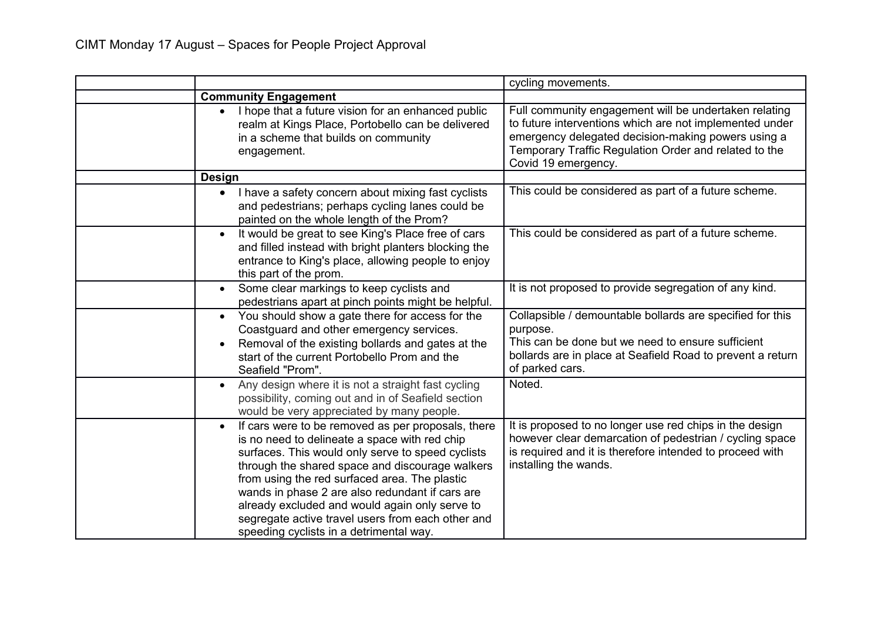| | | |
|---|---|---|
| | | cycling movements. |
| | **Community Engagement** | |
| | • I hope that a future vision for an enhanced public realm at Kings Place, Portobello can be delivered in a scheme that builds on community engagement. | Full community engagement will be undertaken relating to future interventions which are not implemented under emergency delegated decision-making powers using a Temporary Traffic Regulation Order and related to the Covid 19 emergency. |
| | **Design** | |
| | • I have a safety concern about mixing fast cyclists and pedestrians; perhaps cycling lanes could be painted on the whole length of the Prom? | This could be considered as part of a future scheme. |
| | • It would be great to see King's Place free of cars and filled instead with bright planters blocking the entrance to King's place, allowing people to enjoy this part of the prom. | This could be considered as part of a future scheme. |
| | • Some clear markings to keep cyclists and pedestrians apart at pinch points might be helpful. | It is not proposed to provide segregation of any kind. |
| | • You should show a gate there for access for the Coastguard and other emergency services.<br>• Removal of the existing bollards and gates at the start of the current Portobello Prom and the Seafield "Prom". | Collapsible / demountable bollards are specified for this purpose.<br>This can be done but we need to ensure sufficient bollards are in place at Seafield Road to prevent a return of parked cars. |
| | • Any design where it is not a straight fast cycling possibility, coming out and in of Seafield section would be very appreciated by many people. | Noted. |
| | • If cars were to be removed as per proposals, there is no need to delineate a space with red chip surfaces. This would only serve to speed cyclists through the shared space and discourage walkers from using the red surfaced area. The plastic wands in phase 2 are also redundant if cars are already excluded and would again only serve to segregate active travel users from each other and speeding cyclists in a detrimental way. | It is proposed to no longer use red chips in the design however clear demarcation of pedestrian / cycling space is required and it is therefore intended to proceed with installing the wands. |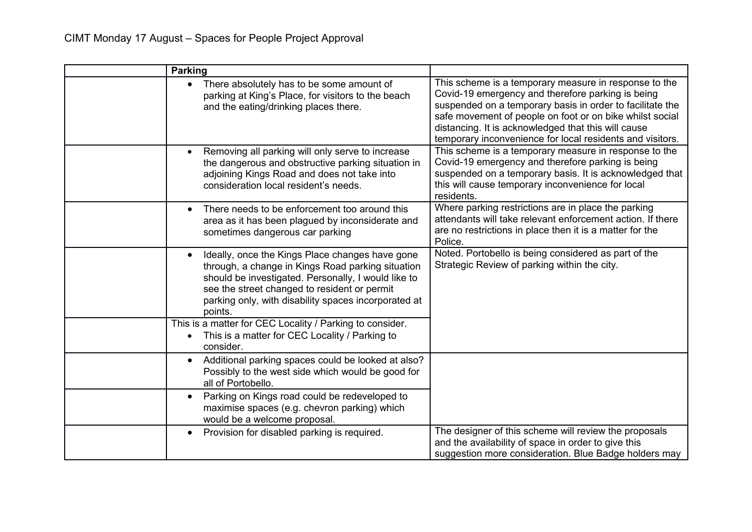CIMT Monday 17 August – Spaces for People Project Approval

| | Parking | |
|---|---|---|
| | • There absolutely has to be some amount of parking at King's Place, for visitors to the beach and the eating/drinking places there. | This scheme is a temporary measure in response to the Covid-19 emergency and therefore parking is being suspended on a temporary basis in order to facilitate the safe movement of people on foot or on bike whilst social distancing. It is acknowledged that this will cause temporary inconvenience for local residents and visitors. |
| | • Removing all parking will only serve to increase the dangerous and obstructive parking situation in adjoining Kings Road and does not take into consideration local resident's needs. | This scheme is a temporary measure in response to the Covid-19 emergency and therefore parking is being suspended on a temporary basis. It is acknowledged that this will cause temporary inconvenience for local residents. |
| | • There needs to be enforcement too around this area as it has been plagued by inconsiderate and sometimes dangerous car parking | Where parking restrictions are in place the parking attendants will take relevant enforcement action. If there are no restrictions in place then it is a matter for the Police. |
| | • Ideally, once the Kings Place changes have gone through, a change in Kings Road parking situation should be investigated. Personally, I would like to see the street changed to resident or permit parking only, with disability spaces incorporated at points. | Noted. Portobello is being considered as part of the Strategic Review of parking within the city. |
| | This is a matter for CEC Locality / Parking to consider.<br>• This is a matter for CEC Locality / Parking to consider. | |
| | • Additional parking spaces could be looked at also? Possibly to the west side which would be good for all of Portobello. | |
| | • Parking on Kings road could be redeveloped to maximise spaces (e.g. chevron parking) which would be a welcome proposal. | |
| | • Provision for disabled parking is required. | The designer of this scheme will review the proposals and the availability of space in order to give this suggestion more consideration. Blue Badge holders may |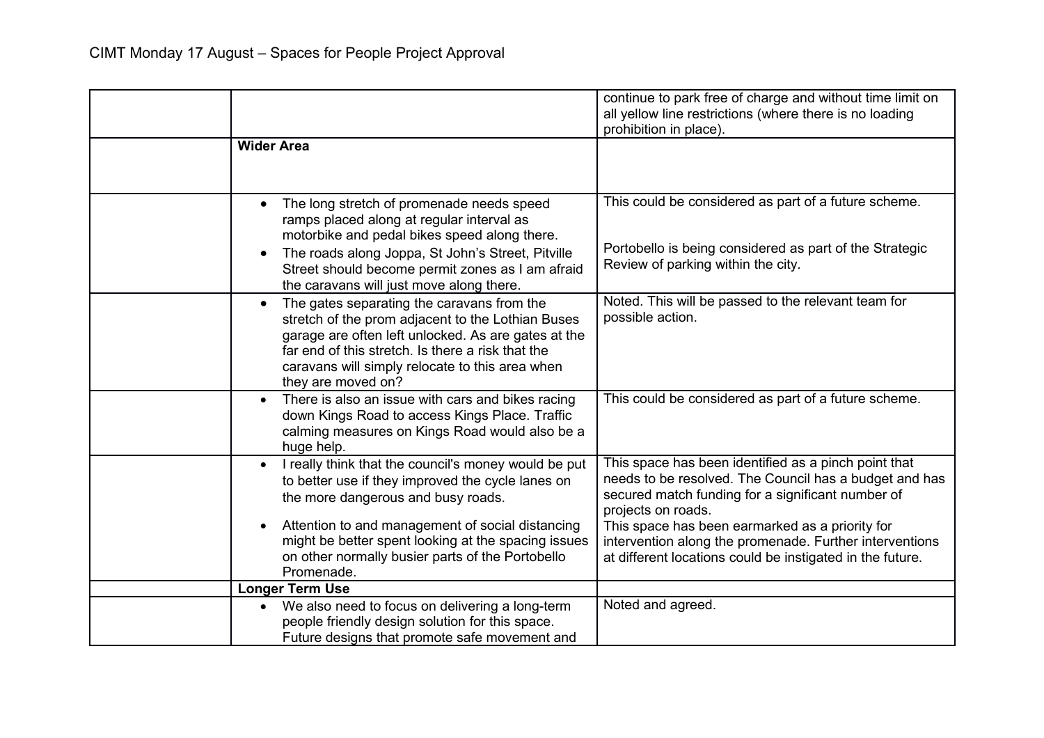CIMT Monday 17 August – Spaces for People Project Approval

| | | |
|---|---|---|
| | | continue to park free of charge and without time limit on all yellow line restrictions (where there is no loading prohibition in place). |
| | **Wider Area** | |
| | • The long stretch of promenade needs speed ramps placed along at regular interval as motorbike and pedal bikes speed along there.<br>• The roads along Joppa, St John's Street, Pitville Street should become permit zones as I am afraid the caravans will just move along there. | This could be considered as part of a future scheme.<br><br>Portobello is being considered as part of the Strategic Review of parking within the city. |
| | • The gates separating the caravans from the stretch of the prom adjacent to the Lothian Buses garage are often left unlocked. As are gates at the far end of this stretch. Is there a risk that the caravans will simply relocate to this area when they are moved on? | Noted. This will be passed to the relevant team for possible action. |
| | • There is also an issue with cars and bikes racing down Kings Road to access Kings Place. Traffic calming measures on Kings Road would also be a huge help. | This could be considered as part of a future scheme. |
| | • I really think that the council's money would be put to better use if they improved the cycle lanes on the more dangerous and busy roads.<br><br>• Attention to and management of social distancing might be better spent looking at the spacing issues on other normally busier parts of the Portobello Promenade. | This space has been identified as a pinch point that needs to be resolved. The Council has a budget and has secured match funding for a significant number of projects on roads.<br>This space has been earmarked as a priority for intervention along the promenade. Further interventions at different locations could be instigated in the future. |
| | **Longer Term Use** | |
| | • We also need to focus on delivering a long-term people friendly design solution for this space. Future designs that promote safe movement and | Noted and agreed. |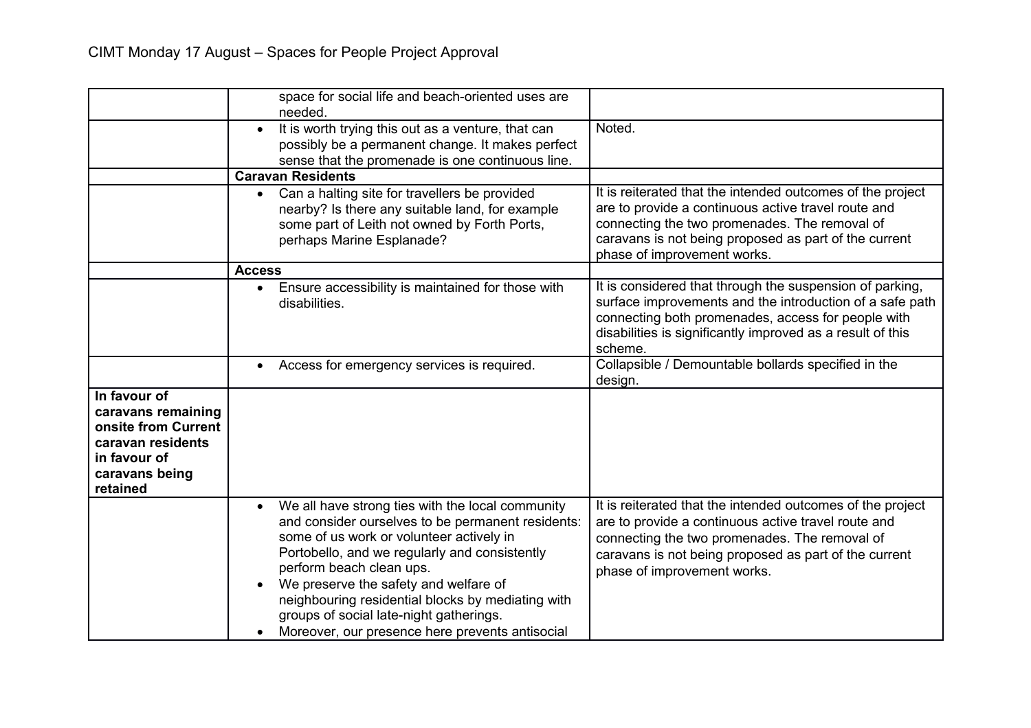| | | |
|---|---|---|
| | space for social life and beach-oriented uses are needed. | |
| | • It is worth trying this out as a venture, that can possibly be a permanent change. It makes perfect sense that the promenade is one continuous line. | Noted. |
| | **Caravan Residents** | |
| | • Can a halting site for travellers be provided nearby? Is there any suitable land, for example some part of Leith not owned by Forth Ports, perhaps Marine Esplanade? | It is reiterated that the intended outcomes of the project are to provide a continuous active travel route and connecting the two promenades. The removal of caravans is not being proposed as part of the current phase of improvement works. |
| | **Access** | |
| | • Ensure accessibility is maintained for those with disabilities. | It is considered that through the suspension of parking, surface improvements and the introduction of a safe path connecting both promenades, access for people with disabilities is significantly improved as a result of this scheme. |
| | • Access for emergency services is required. | Collapsible / Demountable bollards specified in the design. |
| **In favour of caravans remaining onsite from Current caravan residents in favour of caravans being retained** | | |
| | • We all have strong ties with the local community and consider ourselves to be permanent residents: some of us work or volunteer actively in Portobello, and we regularly and consistently perform beach clean ups.<br>• We preserve the safety and welfare of neighbouring residential blocks by mediating with groups of social late-night gatherings.<br>• Moreover, our presence here prevents antisocial | It is reiterated that the intended outcomes of the project are to provide a continuous active travel route and connecting the two promenades. The removal of caravans is not being proposed as part of the current phase of improvement works. |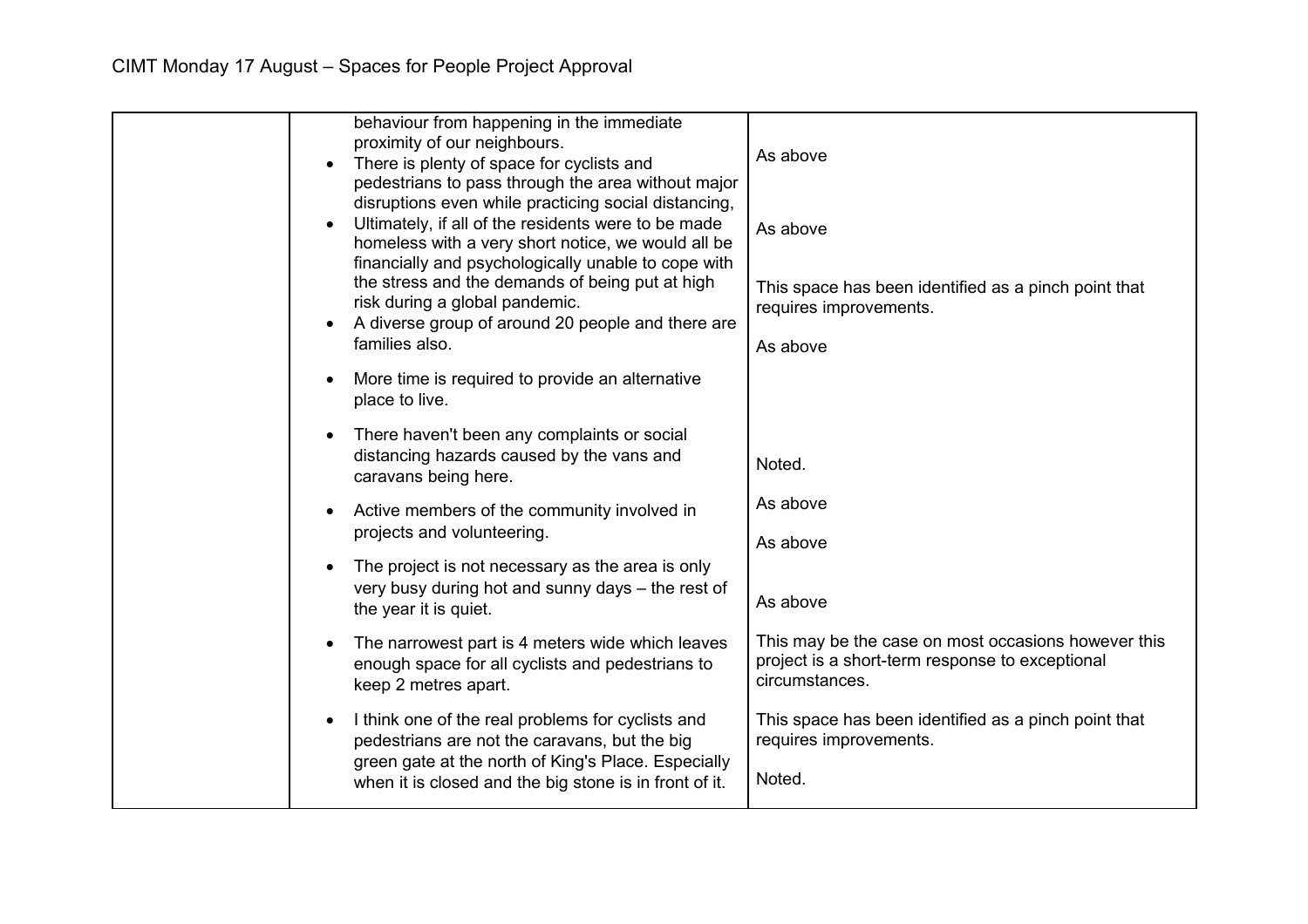| | | |
|---|---|---|
| | behaviour from happening in the immediate proximity of our neighbours.<br>• There is plenty of space for cyclists and pedestrians to pass through the area without major disruptions even while practicing social distancing,<br>• Ultimately, if all of the residents were to be made homeless with a very short notice, we would all be financially and psychologically unable to cope with the stress and the demands of being put at high risk during a global pandemic.<br>• A diverse group of around 20 people and there are families also.<br>• More time is required to provide an alternative place to live.<br>• There haven't been any complaints or social distancing hazards caused by the vans and caravans being here.<br>• Active members of the community involved in projects and volunteering.<br>• The project is not necessary as the area is only very busy during hot and sunny days – the rest of the year it is quiet.<br>• The narrowest part is 4 meters wide which leaves enough space for all cyclists and pedestrians to keep 2 metres apart.<br>• I think one of the real problems for cyclists and pedestrians are not the caravans, but the big green gate at the north of King's Place. Especially when it is closed and the big stone is in front of it. | As above<br><br>As above<br><br>This space has been identified as a pinch point that requires improvements.<br><br>As above<br><br>Noted.<br><br>As above<br><br>As above<br><br>As above<br><br>This may be the case on most occasions however this project is a short-term response to exceptional circumstances.<br><br>This space has been identified as a pinch point that requires improvements.<br><br>Noted. |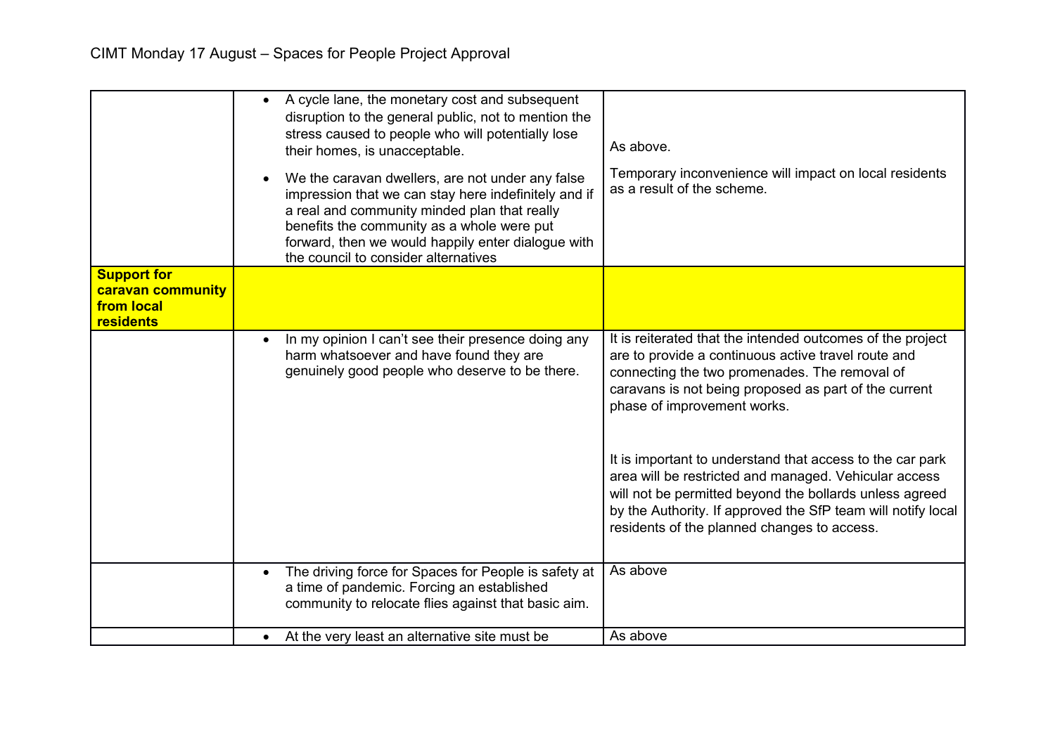| | | |
|---|---|---|
| | • A cycle lane, the monetary cost and subsequent disruption to the general public, not to mention the stress caused to people who will potentially lose their homes, is unacceptable.<br><br>• We the caravan dwellers, are not under any false impression that we can stay here indefinitely and if a real and community minded plan that really benefits the community as a whole were put forward, then we would happily enter dialogue with the council to consider alternatives | As above.<br><br>Temporary inconvenience will impact on local residents as a result of the scheme. |
| **Support for caravan community from local residents** | | |
| | • In my opinion I can't see their presence doing any harm whatsoever and have found they are genuinely good people who deserve to be there. | It is reiterated that the intended outcomes of the project are to provide a continuous active travel route and connecting the two promenades. The removal of caravans is not being proposed as part of the current phase of improvement works.<br><br>It is important to understand that access to the car park area will be restricted and managed. Vehicular access will not be permitted beyond the bollards unless agreed by the Authority. If approved the SfP team will notify local residents of the planned changes to access. |
| | • The driving force for Spaces for People is safety at a time of pandemic. Forcing an established community to relocate flies against that basic aim. | As above |
| | • At the very least an alternative site must be | As above |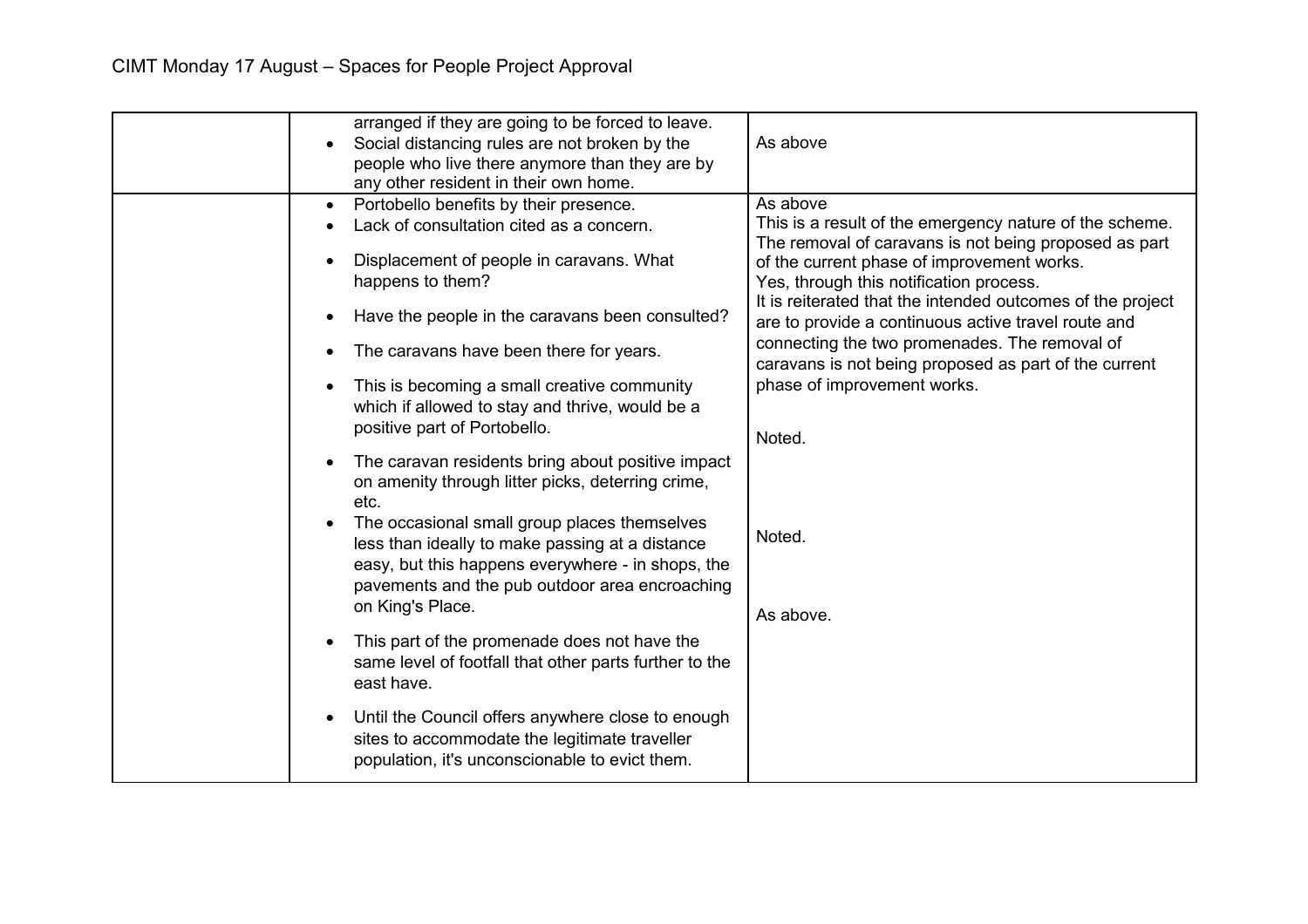CIMT Monday 17 August – Spaces for People Project Approval

| | | |
|---|---|---|
| | arranged if they are going to be forced to leave.<br>• Social distancing rules are not broken by the people who live there anymore than they are by any other resident in their own home. | As above |
| | • Portobello benefits by their presence.<br>• Lack of consultation cited as a concern.<br>• Displacement of people in caravans. What happens to them?<br>• Have the people in the caravans been consulted?<br>• The caravans have been there for years.<br>• This is becoming a small creative community which if allowed to stay and thrive, would be a positive part of Portobello.<br>• The caravan residents bring about positive impact on amenity through litter picks, deterring crime, etc.<br>• The occasional small group places themselves less than ideally to make passing at a distance easy, but this happens everywhere - in shops, the pavements and the pub outdoor area encroaching on King's Place.<br>• This part of the promenade does not have the same level of footfall that other parts further to the east have.<br>• Until the Council offers anywhere close to enough sites to accommodate the legitimate traveller population, it's unconscionable to evict them. | As above<br>This is a result of the emergency nature of the scheme.<br>The removal of caravans is not being proposed as part of the current phase of improvement works.<br>Yes, through this notification process.<br>It is reiterated that the intended outcomes of the project are to provide a continuous active travel route and connecting the two promenades. The removal of caravans is not being proposed as part of the current phase of improvement works.<br><br>Noted.<br><br>Noted.<br><br>As above. |